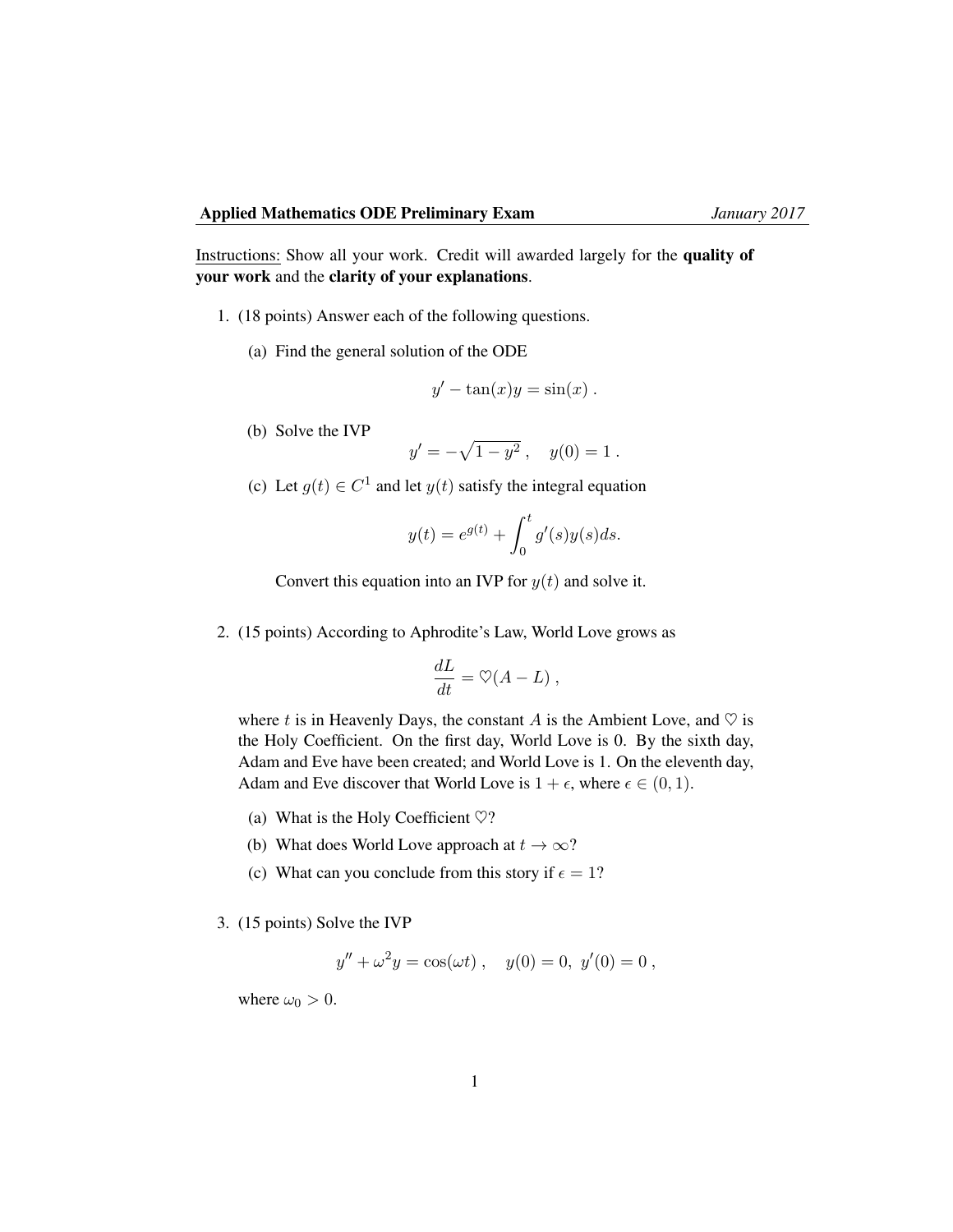**Applied Mathematics ODE Preliminary Exam** *January 2017*

Instructions: Show all your work. Credit will awarded largely for the **quality of your work** and the **clarity of your explanations**.

1. (18 points) Answer each of the following questions.

   (a) Find the general solution of the ODE
   $$y' - \tan(x)y = \sin(x) \ .$$

   (b) Solve the IVP
   $$y' = -\sqrt{1 - y^2} \ , \quad y(0) = 1 \ .$$

   (c) Let $g(t) \in C^1$ and let $y(t)$ satisfy the integral equation
   $$y(t) = e^{g(t)} + \int_0^t g'(s)y(s)ds.$$

   Convert this equation into an IVP for $y(t)$ and solve it.

2. (15 points) According to Aphrodite's Law, World Love grows as
   $$\frac{dL}{dt} = \heartsuit(A - L) \ ,$$
   where $t$ is in Heavenly Days, the constant $A$ is the Ambient Love, and $\heartsuit$ is the Holy Coefficient. On the first day, World Love is 0. By the sixth day, Adam and Eve have been created; and World Love is 1. On the eleventh day, Adam and Eve discover that World Love is $1 + \epsilon$, where $\epsilon \in (0, 1)$.

   (a) What is the Holy Coefficient $\heartsuit$?

   (b) What does World Love approach at $t \to \infty$?

   (c) What can you conclude from this story if $\epsilon = 1$?

3. (15 points) Solve the IVP
   $$y'' + \omega^2 y = \cos(\omega t) \ , \quad y(0) = 0, \ y'(0) = 0 \ ,$$
   where $\omega_0 > 0$.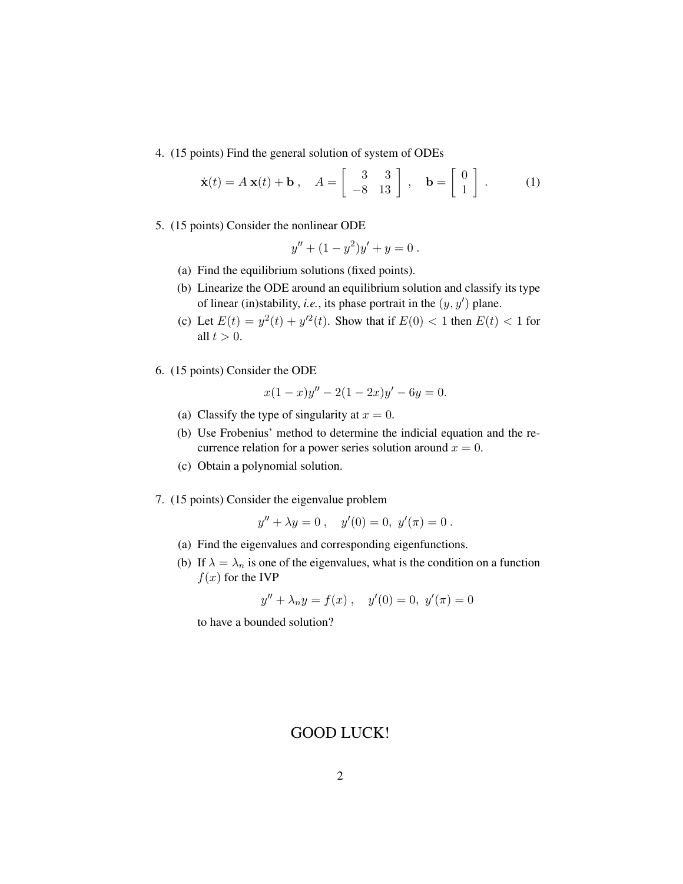4. (15 points) Find the general solution of system of ODEs

$$\dot{\mathbf{x}}(t) = A\,\mathbf{x}(t) + \mathbf{b}\ , \quad A = \begin{bmatrix} 3 & 3 \\ -8 & 13 \end{bmatrix}\ , \quad \mathbf{b} = \begin{bmatrix} 0 \\ 1 \end{bmatrix}\ . \tag{1}$$

5. (15 points) Consider the nonlinear ODE

$$y'' + (1 - y^2)y' + y = 0\ .$$

   (a) Find the equilibrium solutions (fixed points).

   (b) Linearize the ODE around an equilibrium solution and classify its type of linear (in)stability, *i.e.*, its phase portrait in the $(y, y')$ plane.

   (c) Let $E(t) = y^2(t) + y'^2(t)$. Show that if $E(0) < 1$ then $E(t) < 1$ for all $t > 0$.

6. (15 points) Consider the ODE

$$x(1 - x)y'' - 2(1 - 2x)y' - 6y = 0.$$

   (a) Classify the type of singularity at $x = 0$.

   (b) Use Frobenius' method to determine the indicial equation and the recurrence relation for a power series solution around $x = 0$.

   (c) Obtain a polynomial solution.

7. (15 points) Consider the eigenvalue problem

$$y'' + \lambda y = 0\ , \quad y'(0) = 0,\ y'(\pi) = 0\ .$$

   (a) Find the eigenvalues and corresponding eigenfunctions.

   (b) If $\lambda = \lambda_n$ is one of the eigenvalues, what is the condition on a function $f(x)$ for the IVP

$$y'' + \lambda_n y = f(x)\ , \quad y'(0) = 0,\ y'(\pi) = 0$$

   to have a bounded solution?

GOOD LUCK!